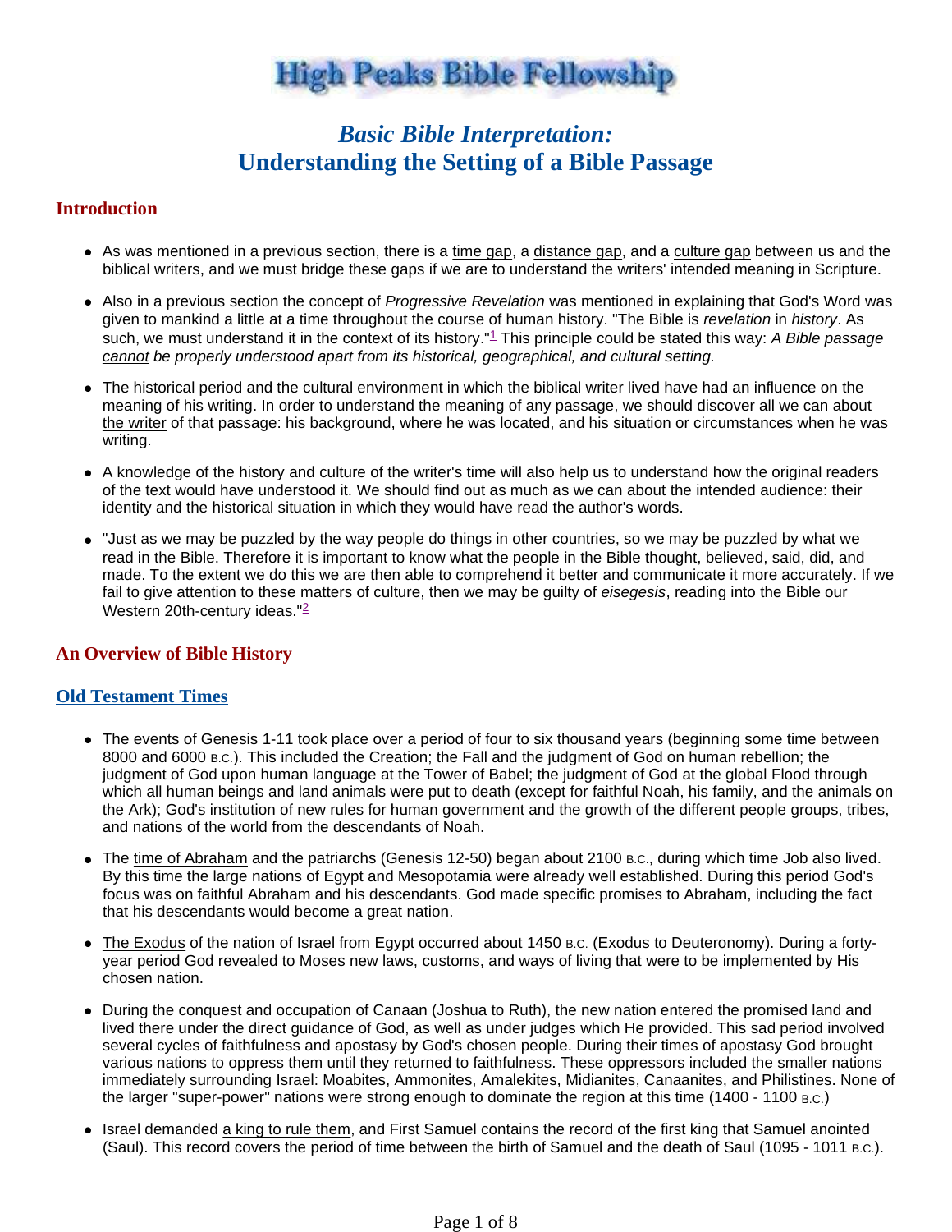# High Peaks Bible Fellowship

## *Basic Bible Interpretation:* Understanding the Setting of a Bible Passage

### Introduction

- As was mentioned in a previous section, there is a time gap, a distance gap, and a culture gap between us and the biblical writers, and we must bridge these gaps if we are to understand the writers' intended meaning in Scripture.
- Also in a previous section the concept of *Progressive Revelation* was mentioned in explaining that God's Word was given to mankind a little at a time throughout the course of human history. "The Bible is *revelation* in *history*. As such, we must understand it in the context of its history."[1] This principle could be stated this way: *A Bible passage cannot be properly understood apart from its historical, geographical, and cultural setting.*
- The historical period and the cultural environment in which the biblical writer lived have had an influence on the meaning of his writing. In order to understand the meaning of any passage, we should discover all we can about the writer of that passage: his background, where he was located, and his situation or circumstances when he was writing.
- A knowledge of the history and culture of the writer's time will also help us to understand how the original readers of the text would have understood it. We should find out as much as we can about the intended audience: their identity and the historical situation in which they would have read the author's words.
- "Just as we may be puzzled by the way people do things in other countries, so we may be puzzled by what we read in the Bible. Therefore it is important to know what the people in the Bible thought, believed, said, did, and made. To the extent we do this we are then able to comprehend it better and communicate it more accurately. If we fail to give attention to these matters of culture, then we may be guilty of *eisegesis*, reading into the Bible our Western 20th-century ideas."[2]

### An Overview of Bible History

### Old Testament Times

- The events of Genesis 1-11 took place over a period of four to six thousand years (beginning some time between 8000 and 6000 B.C.). This included the Creation; the Fall and the judgment of God on human rebellion; the judgment of God upon human language at the Tower of Babel; the judgment of God at the global Flood through which all human beings and land animals were put to death (except for faithful Noah, his family, and the animals on the Ark); God's institution of new rules for human government and the growth of the different people groups, tribes, and nations of the world from the descendants of Noah.
- The time of Abraham and the patriarchs (Genesis 12-50) began about 2100 B.C., during which time Job also lived. By this time the large nations of Egypt and Mesopotamia were already well established. During this period God's focus was on faithful Abraham and his descendants. God made specific promises to Abraham, including the fact that his descendants would become a great nation.
- The Exodus of the nation of Israel from Egypt occurred about 1450 B.C. (Exodus to Deuteronomy). During a forty-year period God revealed to Moses new laws, customs, and ways of living that were to be implemented by His chosen nation.
- During the conquest and occupation of Canaan (Joshua to Ruth), the new nation entered the promised land and lived there under the direct guidance of God, as well as under judges which He provided. This sad period involved several cycles of faithfulness and apostasy by God's chosen people. During their times of apostasy God brought various nations to oppress them until they returned to faithfulness. These oppressors included the smaller nations immediately surrounding Israel: Moabites, Ammonites, Amalekites, Midianites, Canaanites, and Philistines. None of the larger "super-power" nations were strong enough to dominate the region at this time (1400 - 1100 B.C.)
- Israel demanded a king to rule them, and First Samuel contains the record of the first king that Samuel anointed (Saul). This record covers the period of time between the birth of Samuel and the death of Saul (1095 - 1011 B.C.).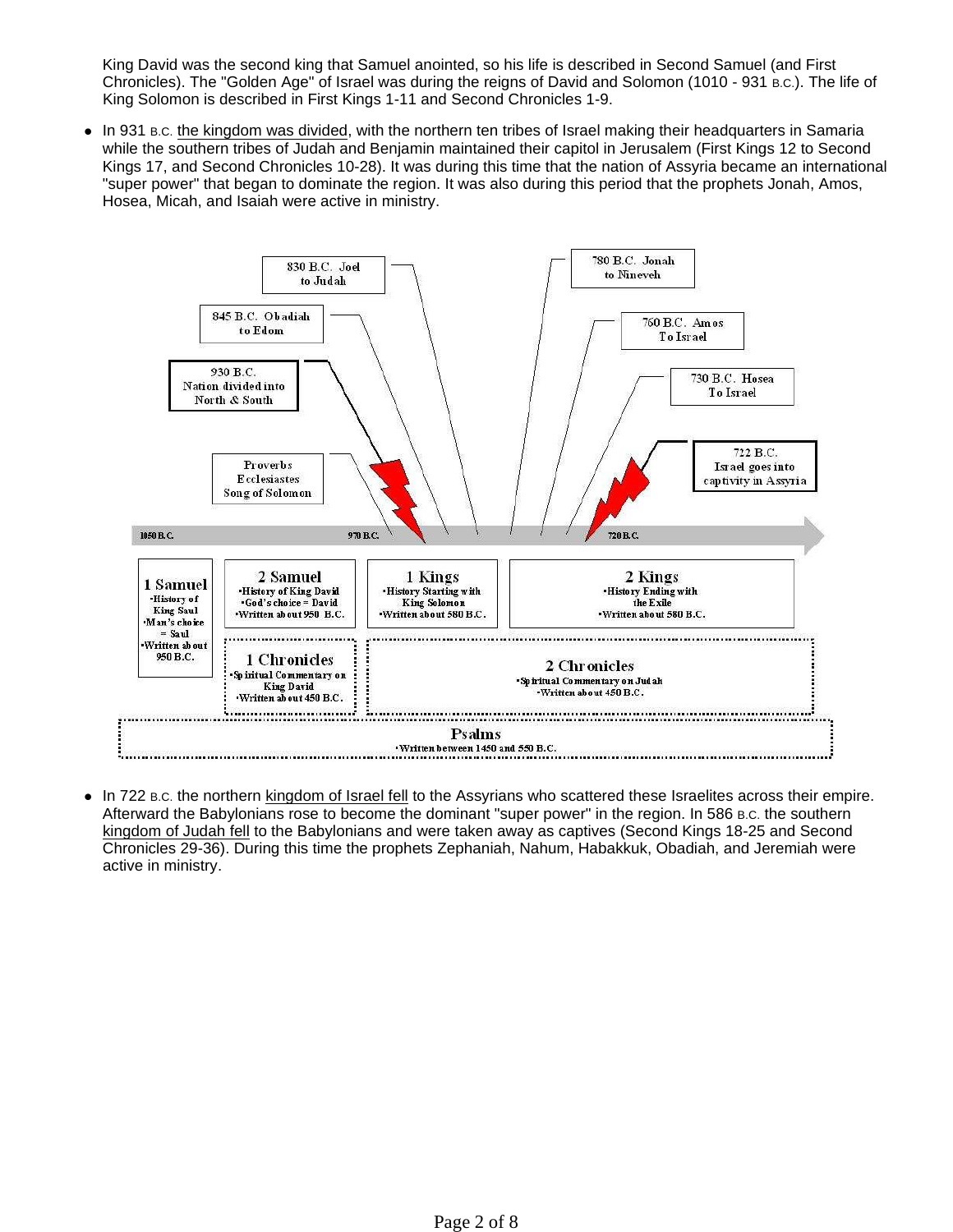King David was the second king that Samuel anointed, so his life is described in Second Samuel (and First Chronicles). The "Golden Age" of Israel was during the reigns of David and Solomon (1010 - 931 B.C.). The life of King Solomon is described in First Kings 1-11 and Second Chronicles 1-9.

- In 931 B.C. the kingdom was divided, with the northern ten tribes of Israel making their headquarters in Samaria while the southern tribes of Judah and Benjamin maintained their capitol in Jerusalem (First Kings 12 to Second Kings 17, and Second Chronicles 10-28). It was during this time that the nation of Assyria became an international "super power" that began to dominate the region. It was also during this period that the prophets Jonah, Amos, Hosea, Micah, and Isaiah were active in ministry.

830 B.C. Joel to Judah

845 B.C. Obadiah to Edom

930 B.C. Nation divided into North & South

Proverbs
Ecclesiastes
Song of Solomon

780 B.C. Jonah to Nineveh

760 B.C. Amos To Israel

730 B.C. Hosea To Israel

722 B.C. Israel goes into captivity in Assyria

1050 B.C. — 970 B.C. — 720 B.C.

**1 Samuel**
- History of King Saul
- Man's choice = Saul
- Written about 950 B.C.

**2 Samuel**
- History of King David
- God's choice = David
- Written about 950 B.C.

**1 Kings**
- History Starting with King Solomon
- Written about 580 B.C.

**2 Kings**
- History Ending with the Exile
- Written about 580 B.C.

**1 Chronicles**
- Spiritual Commentary on King David
- Written about 450 B.C.

**2 Chronicles**
- Spiritual Commentary on Judah
- Written about 450 B.C.

**Psalms**
- Written between 1450 and 550 B.C.

- In 722 B.C. the northern kingdom of Israel fell to the Assyrians who scattered these Israelites across their empire. Afterward the Babylonians rose to become the dominant "super power" in the region. In 586 B.C. the southern kingdom of Judah fell to the Babylonians and were taken away as captives (Second Kings 18-25 and Second Chronicles 29-36). During this time the prophets Zephaniah, Nahum, Habakkuk, Obadiah, and Jeremiah were active in ministry.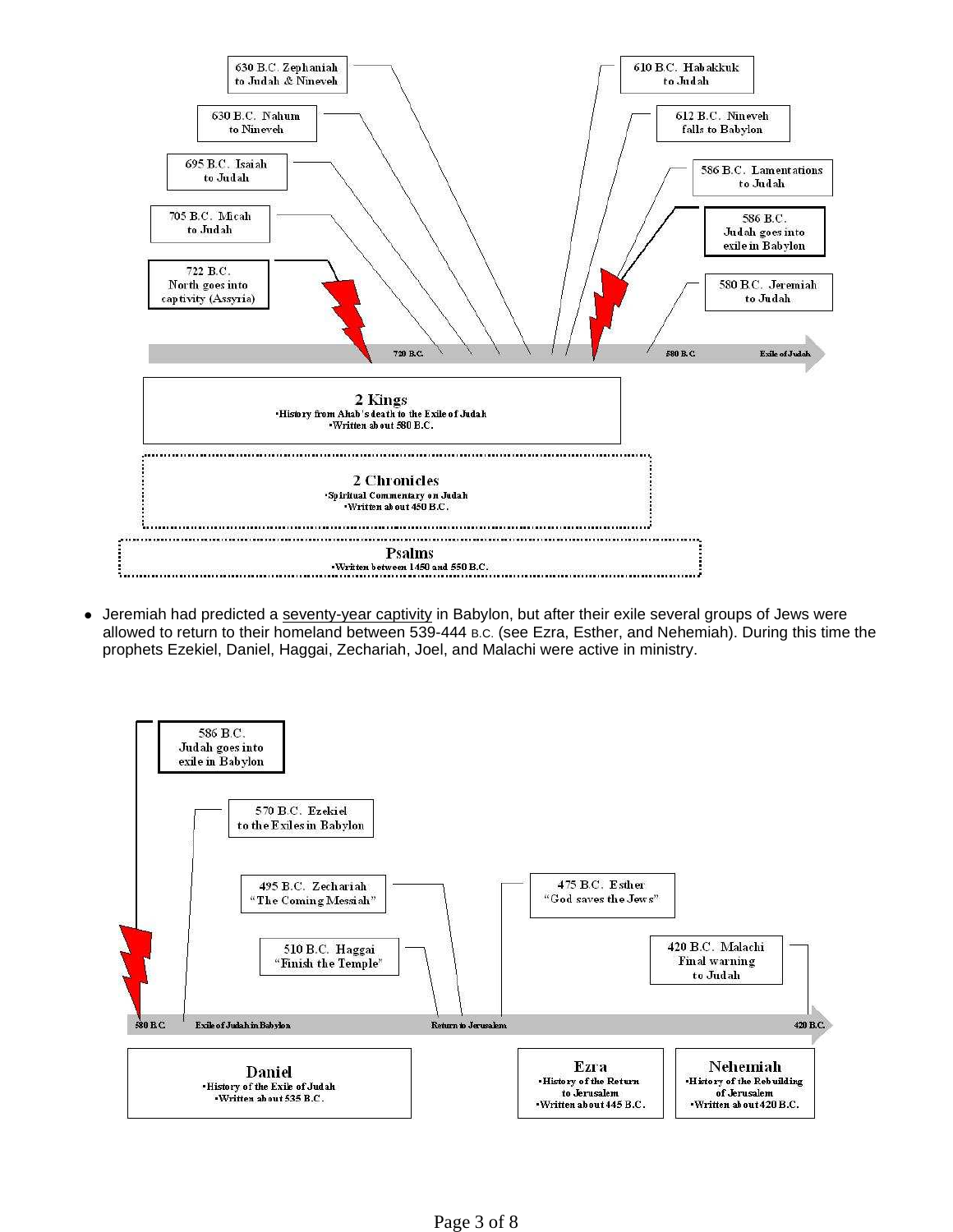630 B.C. Zephaniah to Judah & Nineveh

630 B.C. Nahum to Nineveh

695 B.C. Isaiah to Judah

705 B.C. Micah to Judah

722 B.C. North goes into captivity (Assyria)

610 B.C. Habakkuk to Judah

612 B.C. Nineveh falls to Babylon

586 B.C. Lamentations to Judah

586 B.C. Judah goes into exile in Babylon

580 B.C. Jeremiah to Judah

720 B.C. — 580 B.C. — Exile of Judah

**2 Kings**
- History from Ahab's death to the Exile of Judah
- Written about 580 B.C.

**2 Chronicles**
- Spiritual Commentary on Judah
- Written about 450 B.C.

**Psalms**
- Written between 1450 and 550 B.C.

- Jeremiah had predicted a seventy-year captivity in Babylon, but after their exile several groups of Jews were allowed to return to their homeland between 539-444 B.C. (see Ezra, Esther, and Nehemiah). During this time the prophets Ezekiel, Daniel, Haggai, Zechariah, Joel, and Malachi were active in ministry.

586 B.C. Judah goes into exile in Babylon

570 B.C. Ezekiel to the Exiles in Babylon

495 B.C. Zechariah "The Coming Messiah"

510 B.C. Haggai "Finish the Temple"

475 B.C. Esther "God saves the Jews"

420 B.C. Malachi Final warning to Judah

580 B.C. — Exile of Judah in Babylon — Return to Jerusalem — 420 B.C.

**Daniel**
- History of the Exile of Judah
- Written about 535 B.C.

**Ezra**
- History of the Return to Jerusalem
- Written about 445 B.C.

**Nehemiah**
- History of the Rebuilding of Jerusalem
- Written about 420 B.C.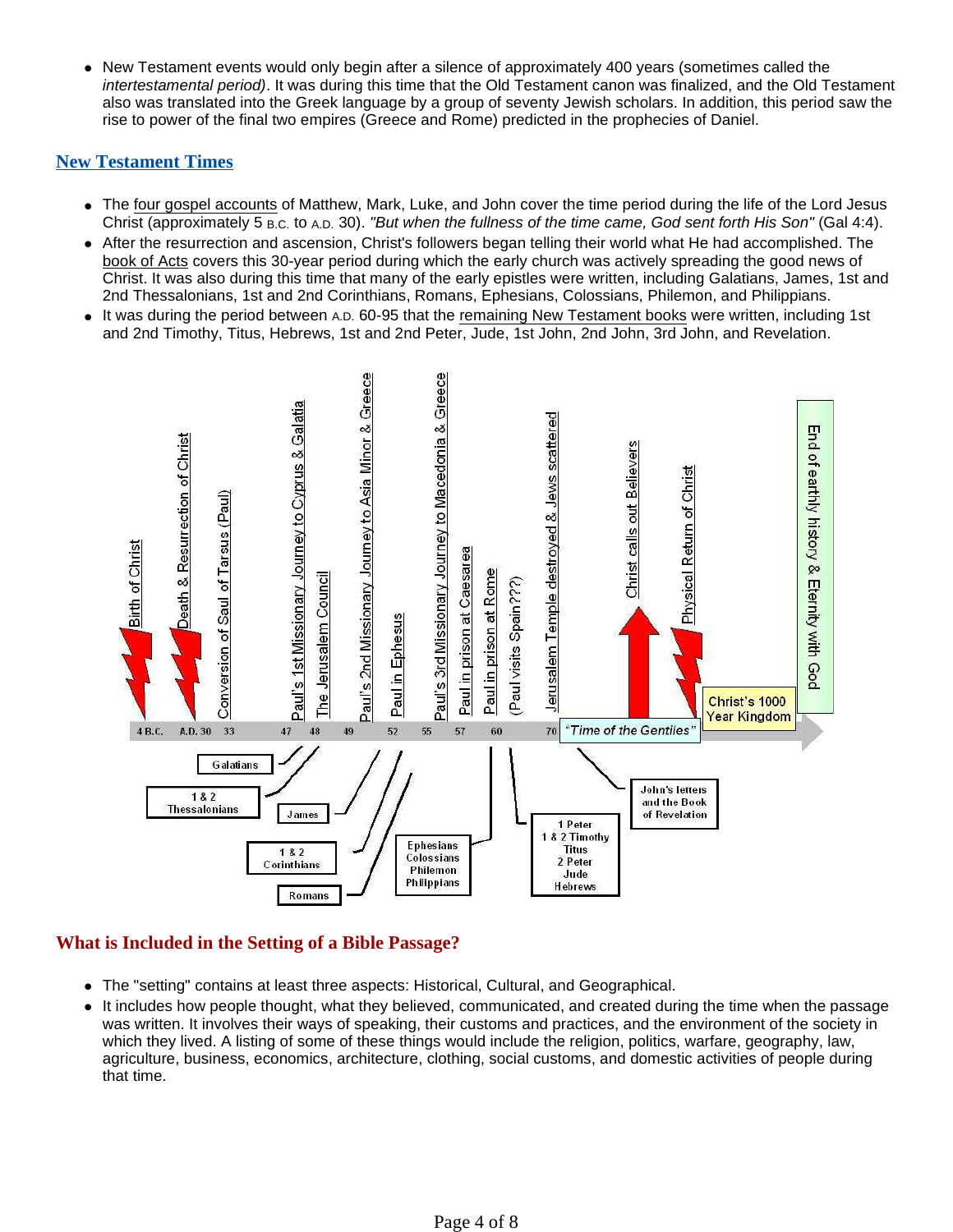- New Testament events would only begin after a silence of approximately 400 years (sometimes called the *intertestamental period)*. It was during this time that the Old Testament canon was finalized, and the Old Testament also was translated into the Greek language by a group of seventy Jewish scholars. In addition, this period saw the rise to power of the final two empires (Greece and Rome) predicted in the prophecies of Daniel.

## New Testament Times

- The four gospel accounts of Matthew, Mark, Luke, and John cover the time period during the life of the Lord Jesus Christ (approximately 5 B.C. to A.D. 30). *"But when the fullness of the time came, God sent forth His Son"* (Gal 4:4).
- After the resurrection and ascension, Christ's followers began telling their world what He had accomplished. The book of Acts covers this 30-year period during which the early church was actively spreading the good news of Christ. It was also during this time that many of the early epistles were written, including Galatians, James, 1st and 2nd Thessalonians, 1st and 2nd Corinthians, Romans, Ephesians, Colossians, Philemon, and Philippians.
- It was during the period between A.D. 60-95 that the remaining New Testament books were written, including 1st and 2nd Timothy, Titus, Hebrews, 1st and 2nd Peter, Jude, 1st John, 2nd John, 3rd John, and Revelation.

4 B.C. Birth of Christ; A.D. 30 Death & Resurrection of Christ; 33 Conversion of Saul of Tarsus (Paul); 47 Paul's 1st Missionary Journey to Cyprus & Galatia; 48 The Jerusalem Council; 49 Paul's 2nd Missionary Journey to Asia Minor & Greece; 52 Paul in Ephesus; 55 Paul's 3rd Missionary Journey to Macedonia & Greece; 57 Paul in prison at Caesarea; 60 Paul in prison at Rome; (Paul visits Spain???); 70 Jerusalem Temple destroyed & Jews scattered; "Time of the Gentiles"; Christ calls out Believers; Physical Return of Christ; Christ's 1000 Year Kingdom; End of earthly history & Eternity with God

Galatians; 1 & 2 Thessalonians; James; 1 & 2 Corinthians; Romans; Ephesians, Colossians, Philemon, Philippians; 1 Peter, 1 & 2 Timothy, Titus, 2 Peter, Jude, Hebrews; John's letters and the Book of Revelation

## What is Included in the Setting of a Bible Passage?

- The "setting" contains at least three aspects: Historical, Cultural, and Geographical.
- It includes how people thought, what they believed, communicated, and created during the time when the passage was written. It involves their ways of speaking, their customs and practices, and the environment of the society in which they lived. A listing of some of these things would include the religion, politics, warfare, geography, law, agriculture, business, economics, architecture, clothing, social customs, and domestic activities of people during that time.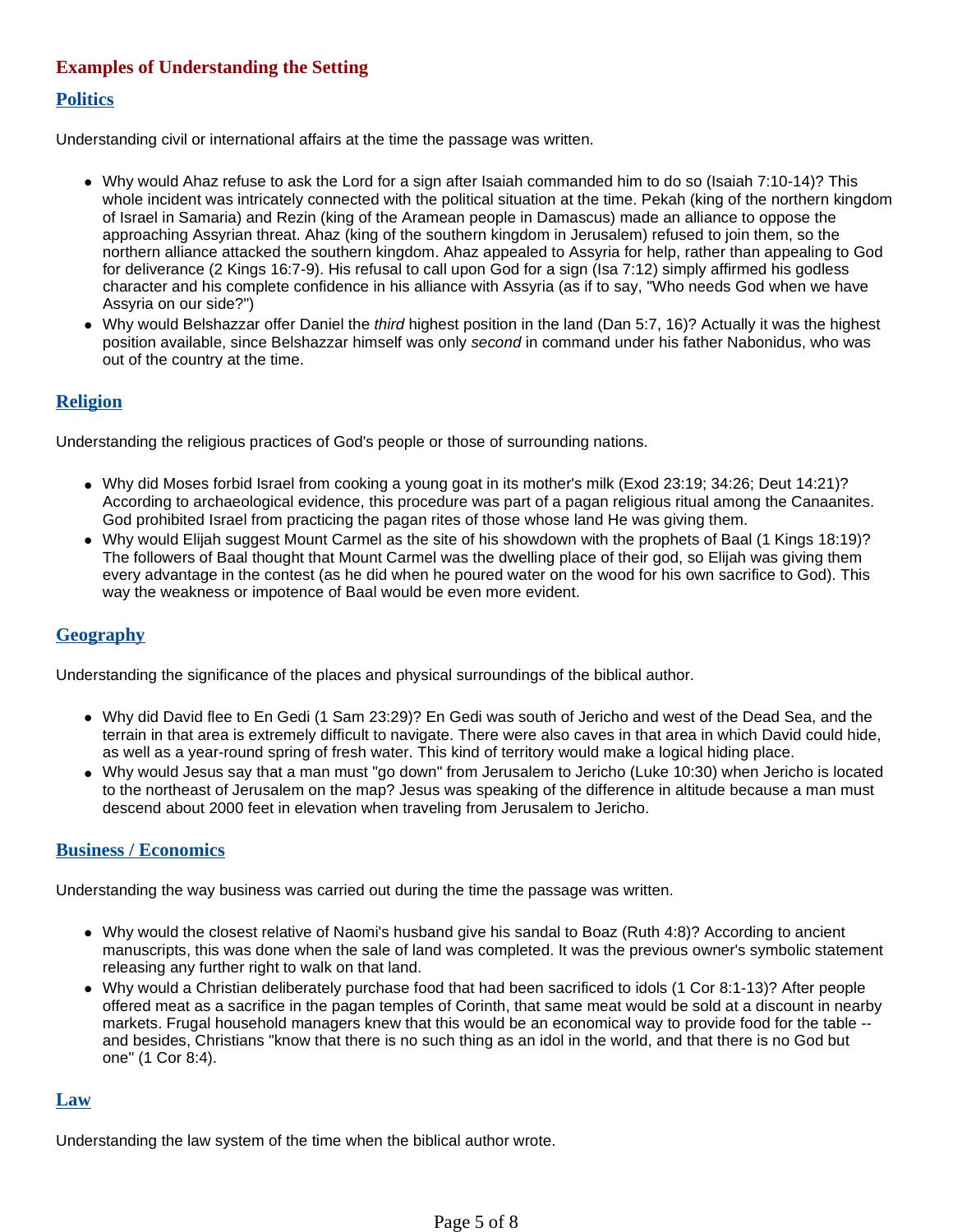## Examples of Understanding the Setting

### Politics

Understanding civil or international affairs at the time the passage was written.

- Why would Ahaz refuse to ask the Lord for a sign after Isaiah commanded him to do so (Isaiah 7:10-14)? This whole incident was intricately connected with the political situation at the time. Pekah (king of the northern kingdom of Israel in Samaria) and Rezin (king of the Aramean people in Damascus) made an alliance to oppose the approaching Assyrian threat. Ahaz (king of the southern kingdom in Jerusalem) refused to join them, so the northern alliance attacked the southern kingdom. Ahaz appealed to Assyria for help, rather than appealing to God for deliverance (2 Kings 16:7-9). His refusal to call upon God for a sign (Isa 7:12) simply affirmed his godless character and his complete confidence in his alliance with Assyria (as if to say, "Who needs God when we have Assyria on our side?")
- Why would Belshazzar offer Daniel the *third* highest position in the land (Dan 5:7, 16)? Actually it was the highest position available, since Belshazzar himself was only *second* in command under his father Nabonidus, who was out of the country at the time.

### Religion

Understanding the religious practices of God's people or those of surrounding nations.

- Why did Moses forbid Israel from cooking a young goat in its mother's milk (Exod 23:19; 34:26; Deut 14:21)? According to archaeological evidence, this procedure was part of a pagan religious ritual among the Canaanites. God prohibited Israel from practicing the pagan rites of those whose land He was giving them.
- Why would Elijah suggest Mount Carmel as the site of his showdown with the prophets of Baal (1 Kings 18:19)? The followers of Baal thought that Mount Carmel was the dwelling place of their god, so Elijah was giving them every advantage in the contest (as he did when he poured water on the wood for his own sacrifice to God). This way the weakness or impotence of Baal would be even more evident.

### Geography

Understanding the significance of the places and physical surroundings of the biblical author.

- Why did David flee to En Gedi (1 Sam 23:29)? En Gedi was south of Jericho and west of the Dead Sea, and the terrain in that area is extremely difficult to navigate. There were also caves in that area in which David could hide, as well as a year-round spring of fresh water. This kind of territory would make a logical hiding place.
- Why would Jesus say that a man must "go down" from Jerusalem to Jericho (Luke 10:30) when Jericho is located to the northeast of Jerusalem on the map? Jesus was speaking of the difference in altitude because a man must descend about 2000 feet in elevation when traveling from Jerusalem to Jericho.

### Business / Economics

Understanding the way business was carried out during the time the passage was written.

- Why would the closest relative of Naomi's husband give his sandal to Boaz (Ruth 4:8)? According to ancient manuscripts, this was done when the sale of land was completed. It was the previous owner's symbolic statement releasing any further right to walk on that land.
- Why would a Christian deliberately purchase food that had been sacrificed to idols (1 Cor 8:1-13)? After people offered meat as a sacrifice in the pagan temples of Corinth, that same meat would be sold at a discount in nearby markets. Frugal household managers knew that this would be an economical way to provide food for the table -- and besides, Christians "know that there is no such thing as an idol in the world, and that there is no God but one" (1 Cor 8:4).

### Law

Understanding the law system of the time when the biblical author wrote.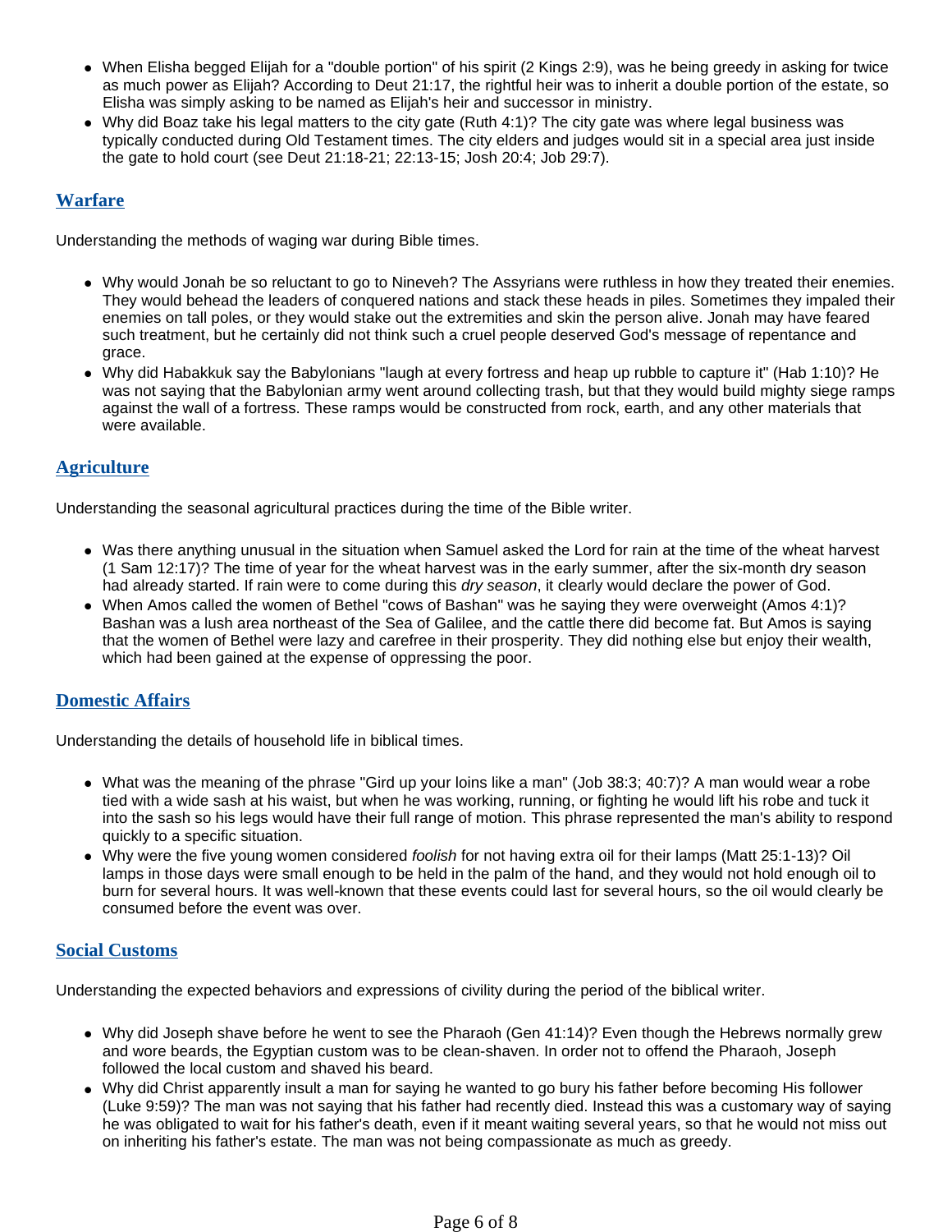- When Elisha begged Elijah for a "double portion" of his spirit (2 Kings 2:9), was he being greedy in asking for twice as much power as Elijah? According to Deut 21:17, the rightful heir was to inherit a double portion of the estate, so Elisha was simply asking to be named as Elijah's heir and successor in ministry.
- Why did Boaz take his legal matters to the city gate (Ruth 4:1)? The city gate was where legal business was typically conducted during Old Testament times. The city elders and judges would sit in a special area just inside the gate to hold court (see Deut 21:18-21; 22:13-15; Josh 20:4; Job 29:7).

## Warfare

Understanding the methods of waging war during Bible times.

- Why would Jonah be so reluctant to go to Nineveh? The Assyrians were ruthless in how they treated their enemies. They would behead the leaders of conquered nations and stack these heads in piles. Sometimes they impaled their enemies on tall poles, or they would stake out the extremities and skin the person alive. Jonah may have feared such treatment, but he certainly did not think such a cruel people deserved God's message of repentance and grace.
- Why did Habakkuk say the Babylonians "laugh at every fortress and heap up rubble to capture it" (Hab 1:10)? He was not saying that the Babylonian army went around collecting trash, but that they would build mighty siege ramps against the wall of a fortress. These ramps would be constructed from rock, earth, and any other materials that were available.

## Agriculture

Understanding the seasonal agricultural practices during the time of the Bible writer.

- Was there anything unusual in the situation when Samuel asked the Lord for rain at the time of the wheat harvest (1 Sam 12:17)? The time of year for the wheat harvest was in the early summer, after the six-month dry season had already started. If rain were to come during this *dry season*, it clearly would declare the power of God.
- When Amos called the women of Bethel "cows of Bashan" was he saying they were overweight (Amos 4:1)? Bashan was a lush area northeast of the Sea of Galilee, and the cattle there did become fat. But Amos is saying that the women of Bethel were lazy and carefree in their prosperity. They did nothing else but enjoy their wealth, which had been gained at the expense of oppressing the poor.

## Domestic Affairs

Understanding the details of household life in biblical times.

- What was the meaning of the phrase "Gird up your loins like a man" (Job 38:3; 40:7)? A man would wear a robe tied with a wide sash at his waist, but when he was working, running, or fighting he would lift his robe and tuck it into the sash so his legs would have their full range of motion. This phrase represented the man's ability to respond quickly to a specific situation.
- Why were the five young women considered *foolish* for not having extra oil for their lamps (Matt 25:1-13)? Oil lamps in those days were small enough to be held in the palm of the hand, and they would not hold enough oil to burn for several hours. It was well-known that these events could last for several hours, so the oil would clearly be consumed before the event was over.

## Social Customs

Understanding the expected behaviors and expressions of civility during the period of the biblical writer.

- Why did Joseph shave before he went to see the Pharaoh (Gen 41:14)? Even though the Hebrews normally grew and wore beards, the Egyptian custom was to be clean-shaven. In order not to offend the Pharaoh, Joseph followed the local custom and shaved his beard.
- Why did Christ apparently insult a man for saying he wanted to go bury his father before becoming His follower (Luke 9:59)? The man was not saying that his father had recently died. Instead this was a customary way of saying he was obligated to wait for his father's death, even if it meant waiting several years, so that he would not miss out on inheriting his father's estate. The man was not being compassionate as much as greedy.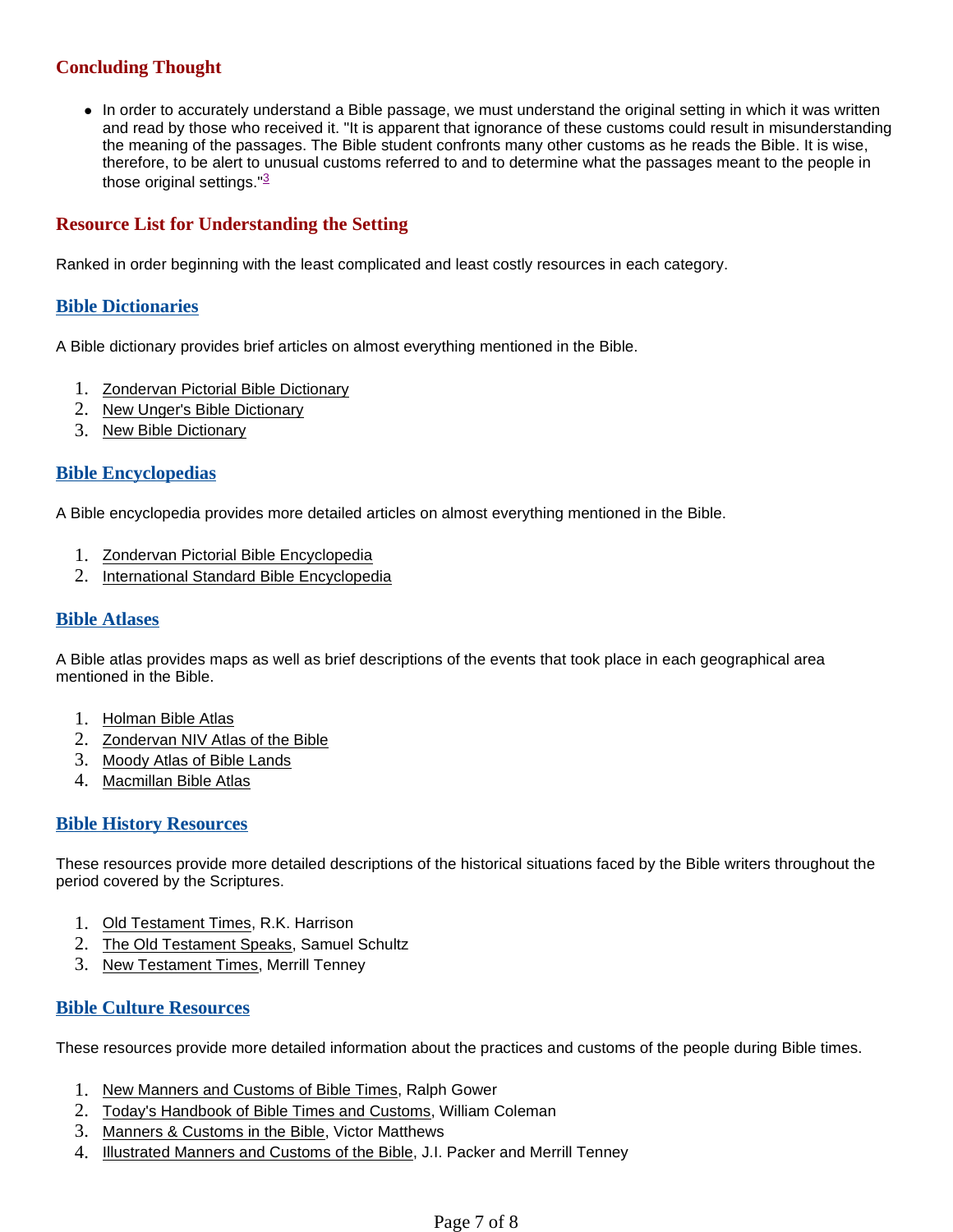## Concluding Thought

- In order to accurately understand a Bible passage, we must understand the original setting in which it was written and read by those who received it. "It is apparent that ignorance of these customs could result in misunderstanding the meaning of the passages. The Bible student confronts many other customs as he reads the Bible. It is wise, therefore, to be alert to unusual customs referred to and to determine what the passages meant to the people in those original settings."[3]

## Resource List for Understanding the Setting

Ranked in order beginning with the least complicated and least costly resources in each category.

### Bible Dictionaries

A Bible dictionary provides brief articles on almost everything mentioned in the Bible.

1. Zondervan Pictorial Bible Dictionary
2. New Unger's Bible Dictionary
3. New Bible Dictionary

### Bible Encyclopedias

A Bible encyclopedia provides more detailed articles on almost everything mentioned in the Bible.

1. Zondervan Pictorial Bible Encyclopedia
2. International Standard Bible Encyclopedia

### Bible Atlases

A Bible atlas provides maps as well as brief descriptions of the events that took place in each geographical area mentioned in the Bible.

1. Holman Bible Atlas
2. Zondervan NIV Atlas of the Bible
3. Moody Atlas of Bible Lands
4. Macmillan Bible Atlas

### Bible History Resources

These resources provide more detailed descriptions of the historical situations faced by the Bible writers throughout the period covered by the Scriptures.

1. Old Testament Times, R.K. Harrison
2. The Old Testament Speaks, Samuel Schultz
3. New Testament Times, Merrill Tenney

### Bible Culture Resources

These resources provide more detailed information about the practices and customs of the people during Bible times.

1. New Manners and Customs of Bible Times, Ralph Gower
2. Today's Handbook of Bible Times and Customs, William Coleman
3. Manners & Customs in the Bible, Victor Matthews
4. Illustrated Manners and Customs of the Bible, J.I. Packer and Merrill Tenney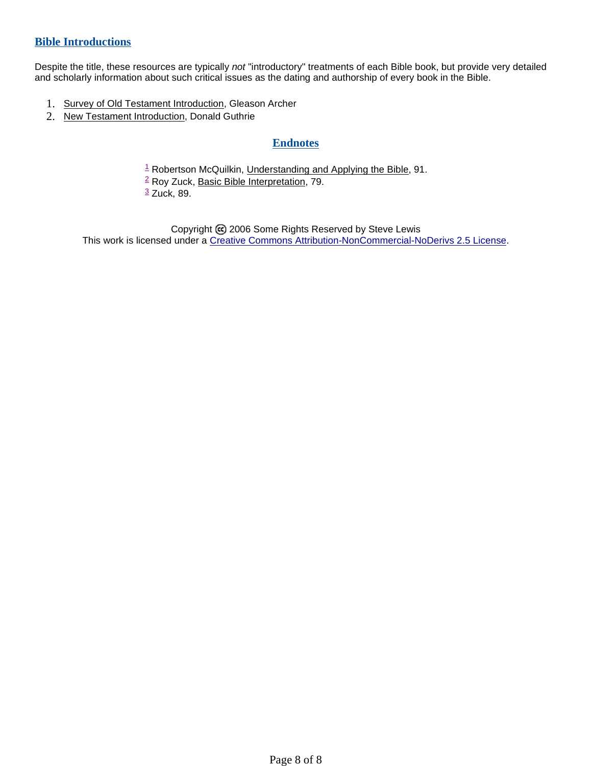## Bible Introductions

Despite the title, these resources are typically *not* "introductory" treatments of each Bible book, but provide very detailed and scholarly information about such critical issues as the dating and authorship of every book in the Bible.

1. Survey of Old Testament Introduction, Gleason Archer
2. New Testament Introduction, Donald Guthrie

## Endnotes

[1] Robertson McQuilkin, Understanding and Applying the Bible, 91.
[2] Roy Zuck, Basic Bible Interpretation, 79.
[3] Zuck, 89.

Copyright (cc) 2006 Some Rights Reserved by Steve Lewis
This work is licensed under a Creative Commons Attribution-NonCommercial-NoDerivs 2.5 License.